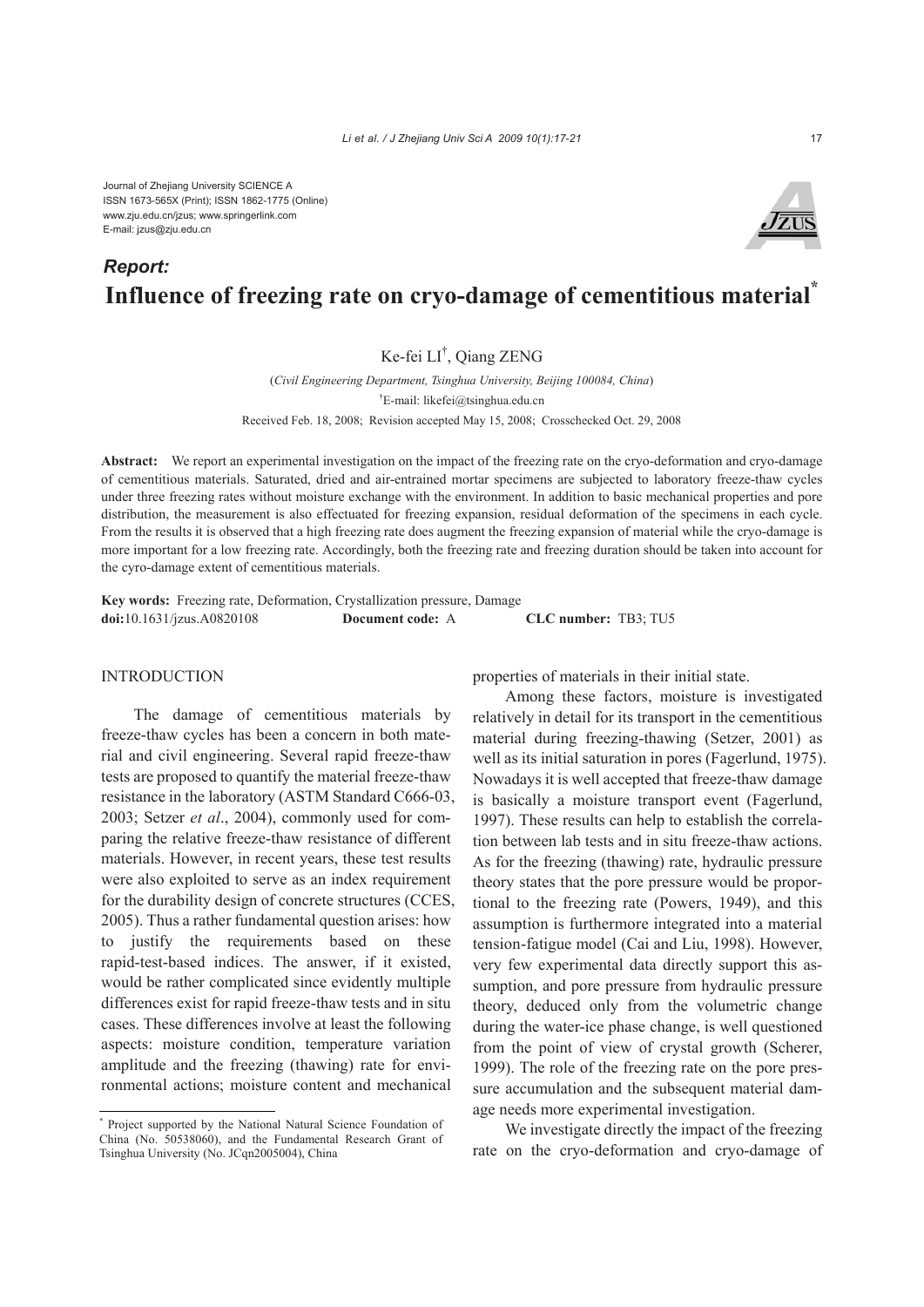Journal of Zhejiang University SCIENCE A
ISSN 1673-565X (Print); ISSN 1862-1775 (Online)
www.zju.edu.cn/jzus; www.springerlink.com
E-mail: jzus@zju.edu.cn

***Report:***

# Influence of freezing rate on cryo-damage of cementitious material*

Ke-fei LI†, Qiang ZENG

(*Civil Engineering Department, Tsinghua University, Beijing 100084, China*)

†E-mail: likefei@tsinghua.edu.cn

Received Feb. 18, 2008; Revision accepted May 15, 2008; Crosschecked Oct. 29, 2008

**Abstract:** We report an experimental investigation on the impact of the freezing rate on the cryo-deformation and cryo-damage of cementitious materials. Saturated, dried and air-entrained mortar specimens are subjected to laboratory freeze-thaw cycles under three freezing rates without moisture exchange with the environment. In addition to basic mechanical properties and pore distribution, the measurement is also effectuated for freezing expansion, residual deformation of the specimens in each cycle. From the results it is observed that a high freezing rate does augment the freezing expansion of material while the cryo-damage is more important for a low freezing rate. Accordingly, both the freezing rate and freezing duration should be taken into account for the cyro-damage extent of cementitious materials.

**Key words:** Freezing rate, Deformation, Crystallization pressure, Damage
**doi:**10.1631/jzus.A0820108 **Document code:** A **CLC number:** TB3; TU5

## INTRODUCTION

The damage of cementitious materials by freeze-thaw cycles has been a concern in both material and civil engineering. Several rapid freeze-thaw tests are proposed to quantify the material freeze-thaw resistance in the laboratory (ASTM Standard C666-03, 2003; Setzer *et al*., 2004), commonly used for comparing the relative freeze-thaw resistance of different materials. However, in recent years, these test results were also exploited to serve as an index requirement for the durability design of concrete structures (CCES, 2005). Thus a rather fundamental question arises: how to justify the requirements based on these rapid-test-based indices. The answer, if it existed, would be rather complicated since evidently multiple differences exist for rapid freeze-thaw tests and in situ cases. These differences involve at least the following aspects: moisture condition, temperature variation amplitude and the freezing (thawing) rate for environmental actions; moisture content and mechanical properties of materials in their initial state.

Among these factors, moisture is investigated relatively in detail for its transport in the cementitious material during freezing-thawing (Setzer, 2001) as well as its initial saturation in pores (Fagerlund, 1975). Nowadays it is well accepted that freeze-thaw damage is basically a moisture transport event (Fagerlund, 1997). These results can help to establish the correlation between lab tests and in situ freeze-thaw actions. As for the freezing (thawing) rate, hydraulic pressure theory states that the pore pressure would be proportional to the freezing rate (Powers, 1949), and this assumption is furthermore integrated into a material tension-fatigue model (Cai and Liu, 1998). However, very few experimental data directly support this assumption, and pore pressure from hydraulic pressure theory, deduced only from the volumetric change during the water-ice phase change, is well questioned from the point of view of crystal growth (Scherer, 1999). The role of the freezing rate on the pore pressure accumulation and the subsequent material damage needs more experimental investigation.

We investigate directly the impact of the freezing rate on the cryo-deformation and cryo-damage of

---

* Project supported by the National Natural Science Foundation of China (No. 50538060), and the Fundamental Research Grant of Tsinghua University (No. JCqn2005004), China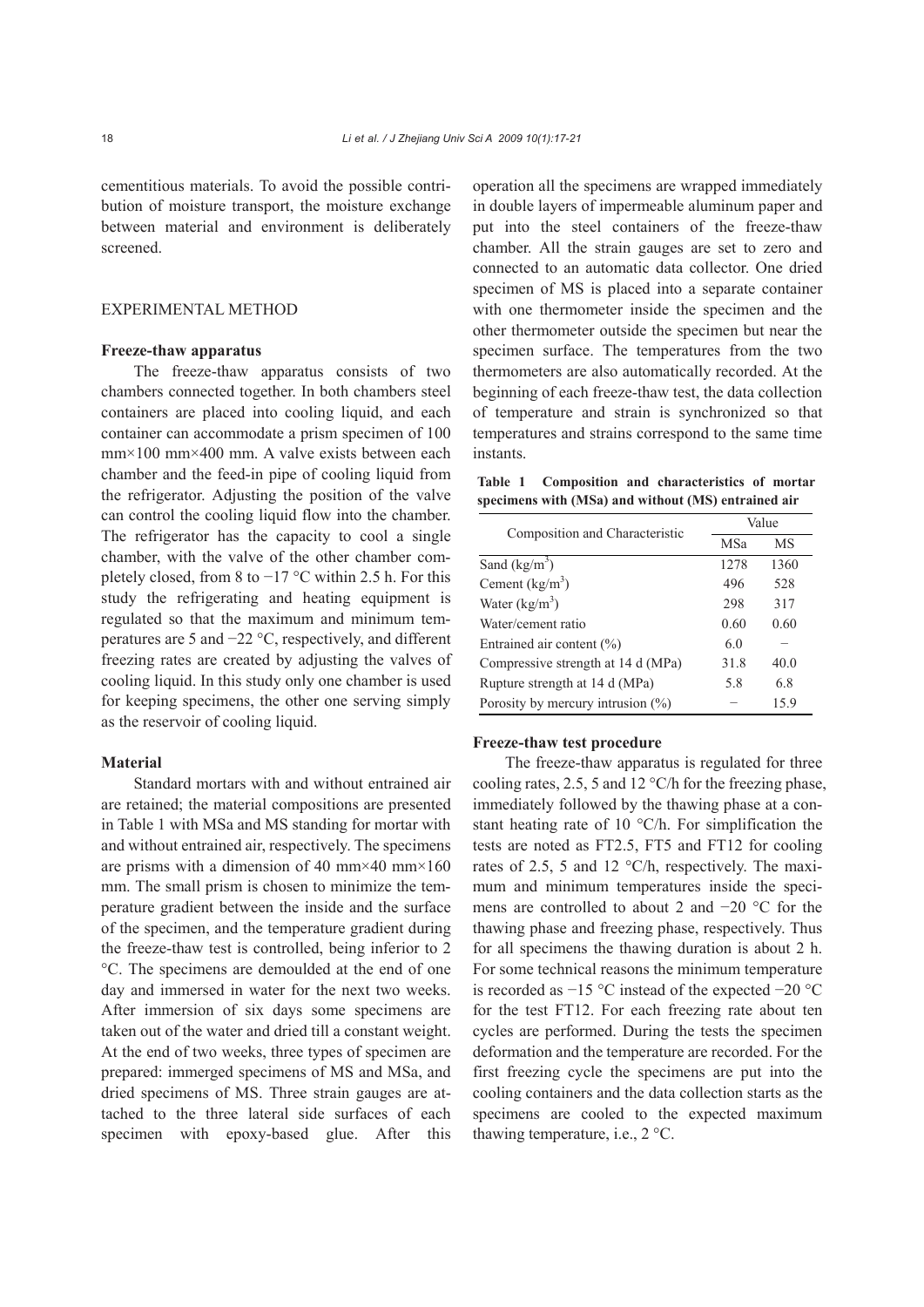cementitious materials. To avoid the possible contribution of moisture transport, the moisture exchange between material and environment is deliberately screened.

## EXPERIMENTAL METHOD

### Freeze-thaw apparatus

The freeze-thaw apparatus consists of two chambers connected together. In both chambers steel containers are placed into cooling liquid, and each container can accommodate a prism specimen of 100 mm×100 mm×400 mm. A valve exists between each chamber and the feed-in pipe of cooling liquid from the refrigerator. Adjusting the position of the valve can control the cooling liquid flow into the chamber. The refrigerator has the capacity to cool a single chamber, with the valve of the other chamber completely closed, from 8 to −17 °C within 2.5 h. For this study the refrigerating and heating equipment is regulated so that the maximum and minimum temperatures are 5 and −22 °C, respectively, and different freezing rates are created by adjusting the valves of cooling liquid. In this study only one chamber is used for keeping specimens, the other one serving simply as the reservoir of cooling liquid.

### Material

Standard mortars with and without entrained air are retained; the material compositions are presented in Table 1 with MSa and MS standing for mortar with and without entrained air, respectively. The specimens are prisms with a dimension of 40 mm×40 mm×160 mm. The small prism is chosen to minimize the temperature gradient between the inside and the surface of the specimen, and the temperature gradient during the freeze-thaw test is controlled, being inferior to 2 °C. The specimens are demoulded at the end of one day and immersed in water for the next two weeks. After immersion of six days some specimens are taken out of the water and dried till a constant weight. At the end of two weeks, three types of specimen are prepared: immerged specimens of MS and MSa, and dried specimens of MS. Three strain gauges are attached to the three lateral side surfaces of each specimen with epoxy-based glue. After this operation all the specimens are wrapped immediately in double layers of impermeable aluminum paper and put into the steel containers of the freeze-thaw chamber. All the strain gauges are set to zero and connected to an automatic data collector. One dried specimen of MS is placed into a separate container with one thermometer inside the specimen and the other thermometer outside the specimen but near the specimen surface. The temperatures from the two thermometers are also automatically recorded. At the beginning of each freeze-thaw test, the data collection of temperature and strain is synchronized so that temperatures and strains correspond to the same time instants.

**Table 1 Composition and characteristics of mortar specimens with (MSa) and without (MS) entrained air**

| Composition and Characteristic | Value | |
|---|---|---|
| | MSa | MS |
| Sand (kg/m$^3$) | 1278 | 1360 |
| Cement (kg/m$^3$) | 496 | 528 |
| Water (kg/m$^3$) | 298 | 317 |
| Water/cement ratio | 0.60 | 0.60 |
| Entrained air content (%) | 6.0 | – |
| Compressive strength at 14 d (MPa) | 31.8 | 40.0 |
| Rupture strength at 14 d (MPa) | 5.8 | 6.8 |
| Porosity by mercury intrusion (%) | – | 15.9 |

### Freeze-thaw test procedure

The freeze-thaw apparatus is regulated for three cooling rates, 2.5, 5 and 12 °C/h for the freezing phase, immediately followed by the thawing phase at a constant heating rate of 10 °C/h. For simplification the tests are noted as FT2.5, FT5 and FT12 for cooling rates of 2.5, 5 and 12 °C/h, respectively. The maximum and minimum temperatures inside the specimens are controlled to about 2 and −20 °C for the thawing phase and freezing phase, respectively. Thus for all specimens the thawing duration is about 2 h. For some technical reasons the minimum temperature is recorded as −15 °C instead of the expected −20 °C for the test FT12. For each freezing rate about ten cycles are performed. During the tests the specimen deformation and the temperature are recorded. For the first freezing cycle the specimens are put into the cooling containers and the data collection starts as the specimens are cooled to the expected maximum thawing temperature, i.e., 2 °C.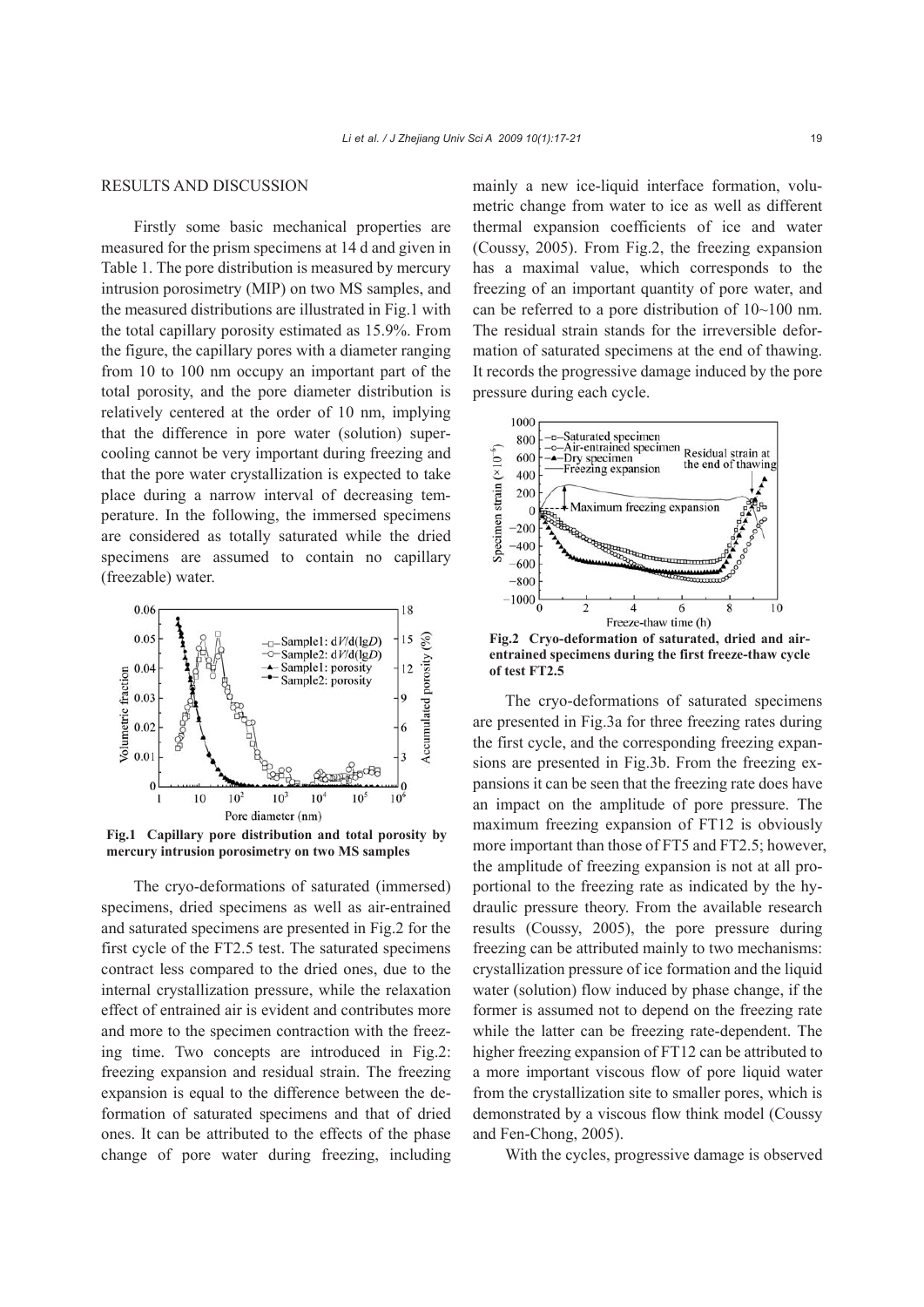## RESULTS AND DISCUSSION

Firstly some basic mechanical properties are measured for the prism specimens at 14 d and given in Table 1. The pore distribution is measured by mercury intrusion porosimetry (MIP) on two MS samples, and the measured distributions are illustrated in Fig.1 with the total capillary porosity estimated as 15.9%. From the figure, the capillary pores with a diameter ranging from 10 to 100 nm occupy an important part of the total porosity, and the pore diameter distribution is relatively centered at the order of 10 nm, implying that the difference in pore water (solution) supercooling cannot be very important during freezing and that the pore water crystallization is expected to take place during a narrow interval of decreasing temperature. In the following, the immersed specimens are considered as totally saturated while the dried specimens are assumed to contain no capillary (freezable) water.

**Fig.1 Capillary pore distribution and total porosity by mercury intrusion porosimetry on two MS samples**

The cryo-deformations of saturated (immersed) specimens, dried specimens as well as air-entrained and saturated specimens are presented in Fig.2 for the first cycle of the FT2.5 test. The saturated specimens contract less compared to the dried ones, due to the internal crystallization pressure, while the relaxation effect of entrained air is evident and contributes more and more to the specimen contraction with the freezing time. Two concepts are introduced in Fig.2: freezing expansion and residual strain. The freezing expansion is equal to the difference between the deformation of saturated specimens and that of dried ones. It can be attributed to the effects of the phase change of pore water during freezing, including mainly a new ice-liquid interface formation, volumetric change from water to ice as well as different thermal expansion coefficients of ice and water (Coussy, 2005). From Fig.2, the freezing expansion has a maximal value, which corresponds to the freezing of an important quantity of pore water, and can be referred to a pore distribution of 10~100 nm. The residual strain stands for the irreversible deformation of saturated specimens at the end of thawing. It records the progressive damage induced by the pore pressure during each cycle.

**Fig.2 Cryo-deformation of saturated, dried and air-entrained specimens during the first freeze-thaw cycle of test FT2.5**

The cryo-deformations of saturated specimens are presented in Fig.3a for three freezing rates during the first cycle, and the corresponding freezing expansions are presented in Fig.3b. From the freezing expansions it can be seen that the freezing rate does have an impact on the amplitude of pore pressure. The maximum freezing expansion of FT12 is obviously more important than those of FT5 and FT2.5; however, the amplitude of freezing expansion is not at all proportional to the freezing rate as indicated by the hydraulic pressure theory. From the available research results (Coussy, 2005), the pore pressure during freezing can be attributed mainly to two mechanisms: crystallization pressure of ice formation and the liquid water (solution) flow induced by phase change, if the former is assumed not to depend on the freezing rate while the latter can be freezing rate-dependent. The higher freezing expansion of FT12 can be attributed to a more important viscous flow of pore liquid water from the crystallization site to smaller pores, which is demonstrated by a viscous flow think model (Coussy and Fen-Chong, 2005).

With the cycles, progressive damage is observed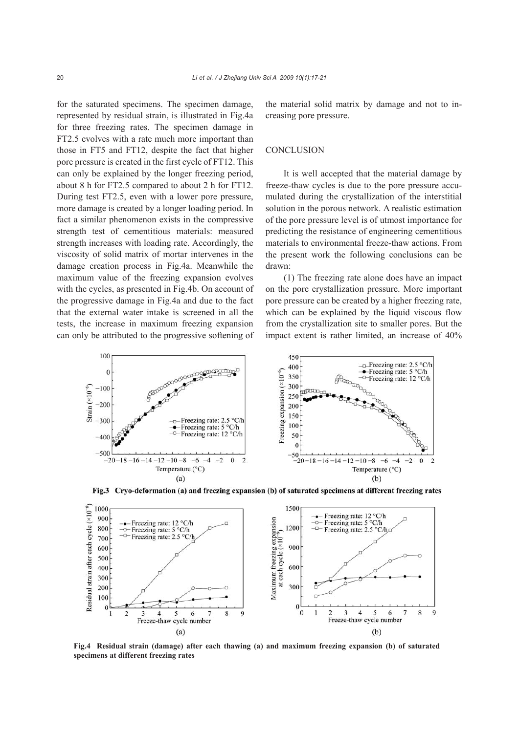for the saturated specimens. The specimen damage, represented by residual strain, is illustrated in Fig.4a for three freezing rates. The specimen damage in FT2.5 evolves with a rate much more important than those in FT5 and FT12, despite the fact that higher pore pressure is created in the first cycle of FT12. This can only be explained by the longer freezing period, about 8 h for FT2.5 compared to about 2 h for FT12. During test FT2.5, even with a lower pore pressure, more damage is created by a longer loading period. In fact a similar phenomenon exists in the compressive strength test of cementitious materials: measured strength increases with loading rate. Accordingly, the viscosity of solid matrix of mortar intervenes in the damage creation process in Fig.4a. Meanwhile the maximum value of the freezing expansion evolves with the cycles, as presented in Fig.4b. On account of the progressive damage in Fig.4a and due to the fact that the external water intake is screened in all the tests, the increase in maximum freezing expansion can only be attributed to the progressive softening of the material solid matrix by damage and not to increasing pore pressure.

## CONCLUSION

It is well accepted that the material damage by freeze-thaw cycles is due to the pore pressure accumulated during the crystallization of the interstitial solution in the porous network. A realistic estimation of the pore pressure level is of utmost importance for predicting the resistance of engineering cementitious materials to environmental freeze-thaw actions. From the present work the following conclusions can be drawn:

(1) The freezing rate alone does have an impact on the pore crystallization pressure. More important pore pressure can be created by a higher freezing rate, which can be explained by the liquid viscous flow from the crystallization site to smaller pores. But the impact extent is rather limited, an increase of 40%

**Fig.3 Cryo-deformation (a) and freezing expansion (b) of saturated specimens at different freezing rates**

**Fig.4 Residual strain (damage) after each thawing (a) and maximum freezing expansion (b) of saturated specimens at different freezing rates**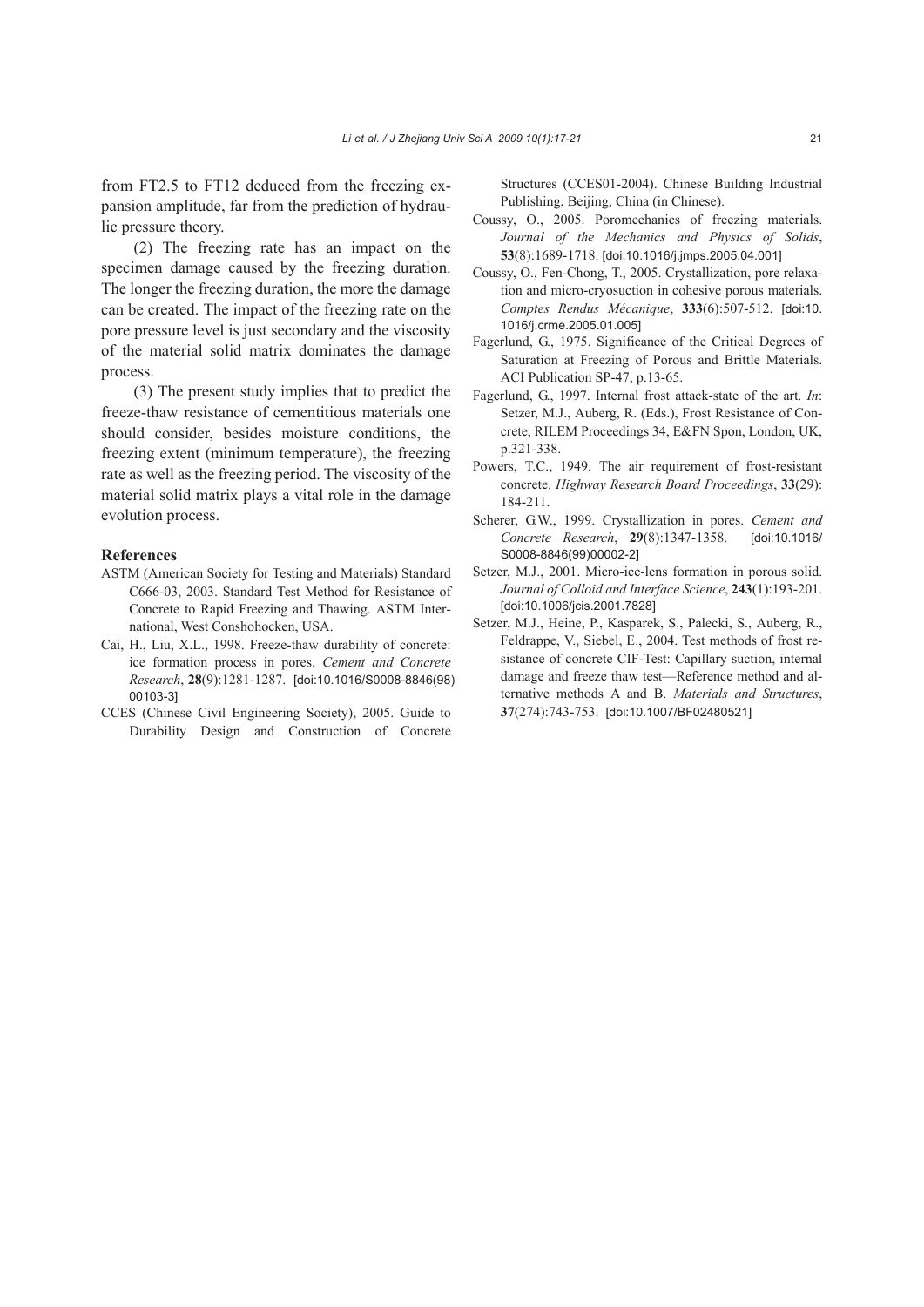from FT2.5 to FT12 deduced from the freezing expansion amplitude, far from the prediction of hydraulic pressure theory.

(2) The freezing rate has an impact on the specimen damage caused by the freezing duration. The longer the freezing duration, the more the damage can be created. The impact of the freezing rate on the pore pressure level is just secondary and the viscosity of the material solid matrix dominates the damage process.

(3) The present study implies that to predict the freeze-thaw resistance of cementitious materials one should consider, besides moisture conditions, the freezing extent (minimum temperature), the freezing rate as well as the freezing period. The viscosity of the material solid matrix plays a vital role in the damage evolution process.

## References

ASTM (American Society for Testing and Materials) Standard C666-03, 2003. Standard Test Method for Resistance of Concrete to Rapid Freezing and Thawing. ASTM International, West Conshohocken, USA.

Cai, H., Liu, X.L., 1998. Freeze-thaw durability of concrete: ice formation process in pores. *Cement and Concrete Research*, **28**(9):1281-1287. [doi:10.1016/S0008-8846(98)00103-3]

CCES (Chinese Civil Engineering Society), 2005. Guide to Durability Design and Construction of Concrete Structures (CCES01-2004). Chinese Building Industrial Publishing, Beijing, China (in Chinese).

Coussy, O., 2005. Poromechanics of freezing materials. *Journal of the Mechanics and Physics of Solids*, **53**(8):1689-1718. [doi:10.1016/j.jmps.2005.04.001]

Coussy, O., Fen-Chong, T., 2005. Crystallization, pore relaxation and micro-cryosuction in cohesive porous materials. *Comptes Rendus Mécanique*, **333**(6):507-512. [doi:10.1016/j.crme.2005.01.005]

Fagerlund, G., 1975. Significance of the Critical Degrees of Saturation at Freezing of Porous and Brittle Materials. ACI Publication SP-47, p.13-65.

Fagerlund, G., 1997. Internal frost attack-state of the art. *In*: Setzer, M.J., Auberg, R. (Eds.), Frost Resistance of Concrete, RILEM Proceedings 34, E&FN Spon, London, UK, p.321-338.

Powers, T.C., 1949. The air requirement of frost-resistant concrete. *Highway Research Board Proceedings*, **33**(29):184-211.

Scherer, G.W., 1999. Crystallization in pores. *Cement and Concrete Research*, **29**(8):1347-1358. [doi:10.1016/S0008-8846(99)00002-2]

Setzer, M.J., 2001. Micro-ice-lens formation in porous solid. *Journal of Colloid and Interface Science*, **243**(1):193-201. [doi:10.1006/jcis.2001.7828]

Setzer, M.J., Heine, P., Kasparek, S., Palecki, S., Auberg, R., Feldrappe, V., Siebel, E., 2004. Test methods of frost resistance of concrete CIF-Test: Capillary suction, internal damage and freeze thaw test—Reference method and alternative methods A and B. *Materials and Structures*, **37**(274):743-753. [doi:10.1007/BF02480521]